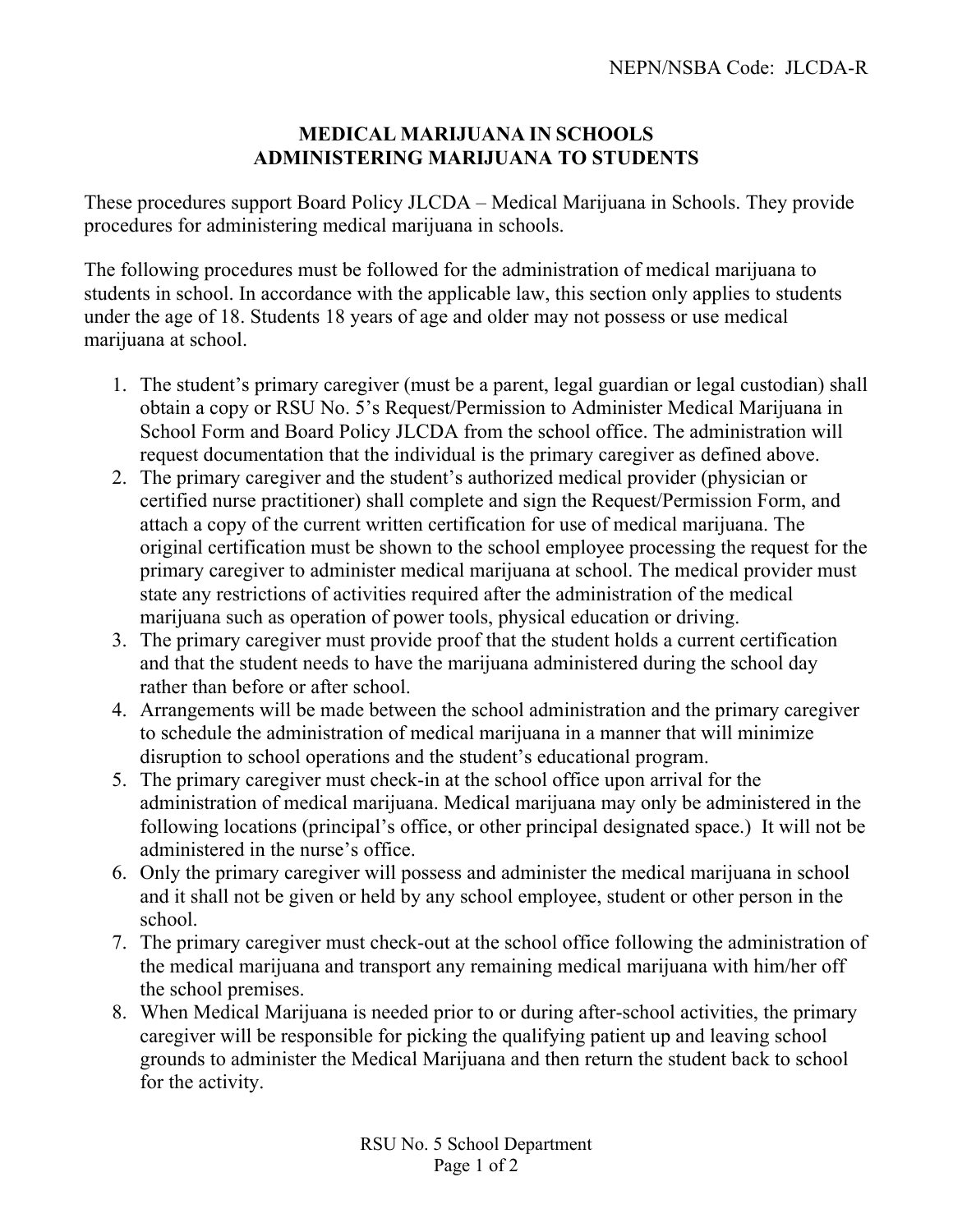NEPN/NSBA Code: JLCDA-R

# MEDICAL MARIJUANA IN SCHOOLS
# ADMINISTERING MARIJUANA TO STUDENTS

These procedures support Board Policy JLCDA – Medical Marijuana in Schools. They provide procedures for administering medical marijuana in schools.

The following procedures must be followed for the administration of medical marijuana to students in school. In accordance with the applicable law, this section only applies to students under the age of 18. Students 18 years of age and older may not possess or use medical marijuana at school.

1. The student's primary caregiver (must be a parent, legal guardian or legal custodian) shall obtain a copy or RSU No. 5's Request/Permission to Administer Medical Marijuana in School Form and Board Policy JLCDA from the school office. The administration will request documentation that the individual is the primary caregiver as defined above.
2. The primary caregiver and the student's authorized medical provider (physician or certified nurse practitioner) shall complete and sign the Request/Permission Form, and attach a copy of the current written certification for use of medical marijuana. The original certification must be shown to the school employee processing the request for the primary caregiver to administer medical marijuana at school. The medical provider must state any restrictions of activities required after the administration of the medical marijuana such as operation of power tools, physical education or driving.
3. The primary caregiver must provide proof that the student holds a current certification and that the student needs to have the marijuana administered during the school day rather than before or after school.
4. Arrangements will be made between the school administration and the primary caregiver to schedule the administration of medical marijuana in a manner that will minimize disruption to school operations and the student's educational program.
5. The primary caregiver must check-in at the school office upon arrival for the administration of medical marijuana. Medical marijuana may only be administered in the following locations (principal's office, or other principal designated space.) It will not be administered in the nurse's office.
6. Only the primary caregiver will possess and administer the medical marijuana in school and it shall not be given or held by any school employee, student or other person in the school.
7. The primary caregiver must check-out at the school office following the administration of the medical marijuana and transport any remaining medical marijuana with him/her off the school premises.
8. When Medical Marijuana is needed prior to or during after-school activities, the primary caregiver will be responsible for picking the qualifying patient up and leaving school grounds to administer the Medical Marijuana and then return the student back to school for the activity.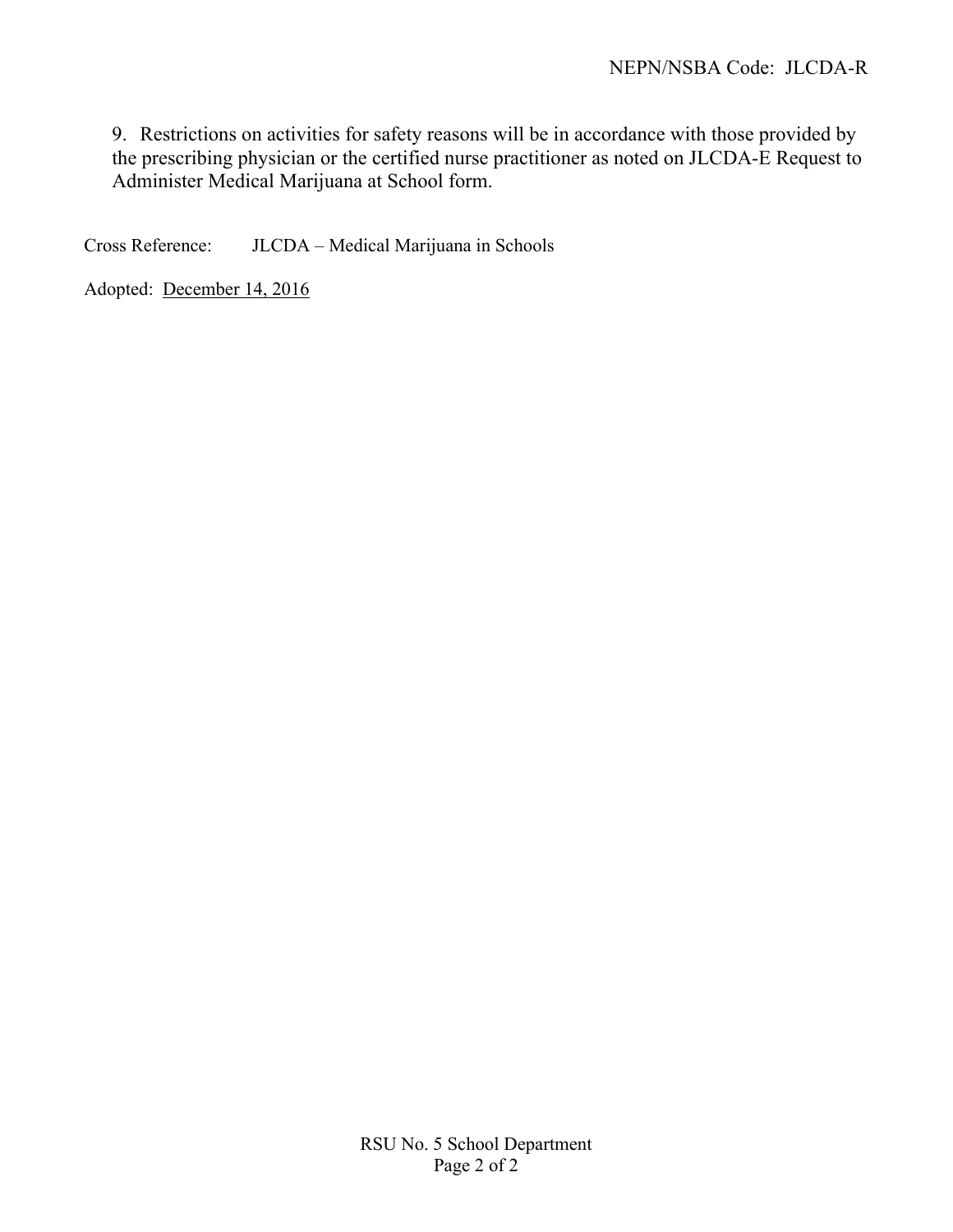9. Restrictions on activities for safety reasons will be in accordance with those provided by the prescribing physician or the certified nurse practitioner as noted on JLCDA-E Request to Administer Medical Marijuana at School form.

Cross Reference: JLCDA – Medical Marijuana in Schools

Adopted: December 14, 2016